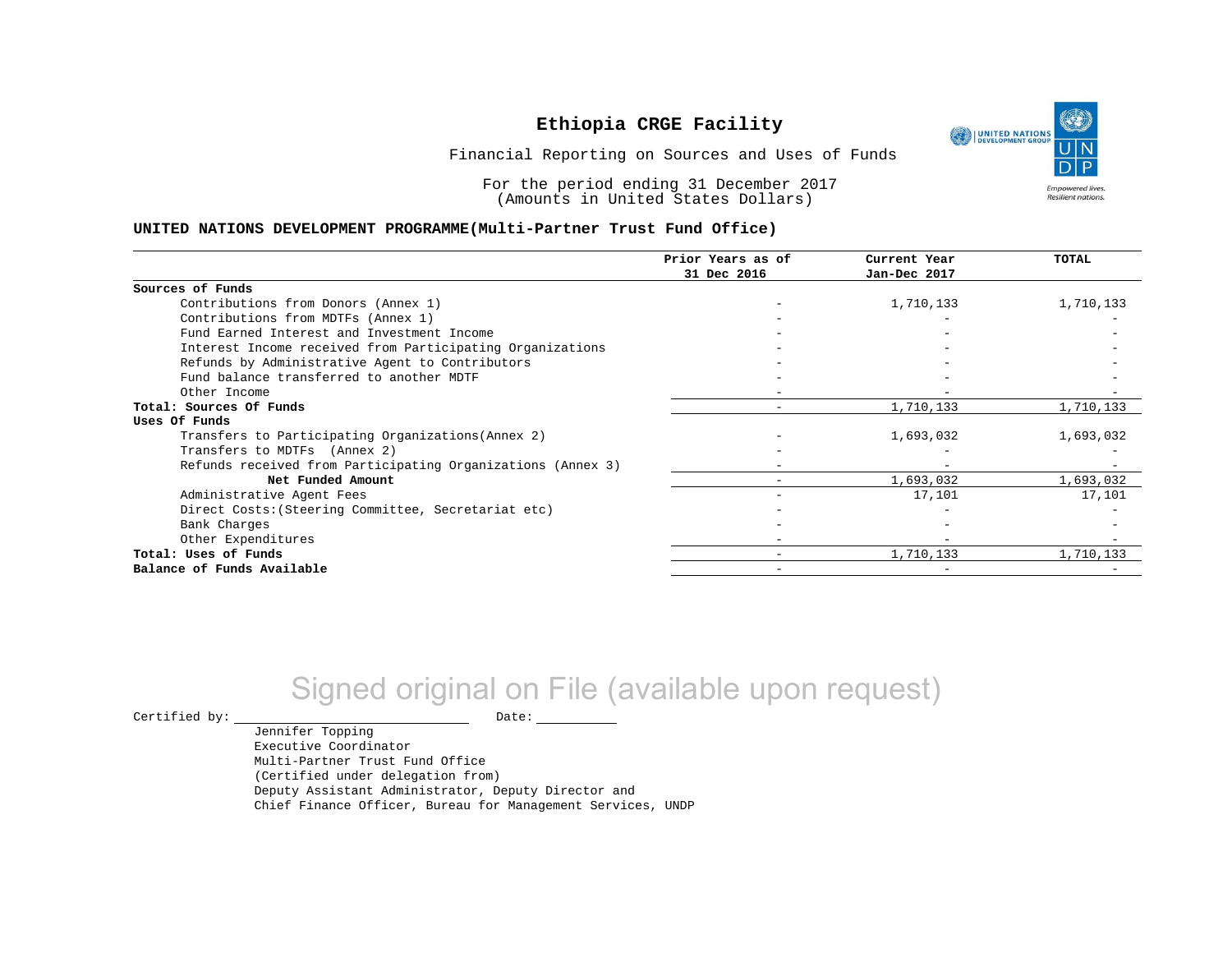# Ethiopia CRGE Facility

Financial Reporting on Sources and Uses of Funds

For the period ending 31 December 2017
(Amounts in United States Dollars)

**UNITED NATIONS DEVELOPMENT PROGRAMME(Multi-Partner Trust Fund Office)**

| | Prior Years as of 31 Dec 2016 | Current Year Jan-Dec 2017 | TOTAL |
|---|---|---|---|
| **Sources of Funds** | | | |
| Contributions from Donors (Annex 1) | - | 1,710,133 | 1,710,133 |
| Contributions from MDTFs (Annex 1) | - | - | - |
| Fund Earned Interest and Investment Income | - | - | - |
| Interest Income received from Participating Organizations | - | - | - |
| Refunds by Administrative Agent to Contributors | - | - | - |
| Fund balance transferred to another MDTF | - | - | - |
| Other Income | - | - | - |
| **Total: Sources Of Funds** | - | 1,710,133 | 1,710,133 |
| **Uses Of Funds** | | | |
| Transfers to Participating Organizations(Annex 2) | - | 1,693,032 | 1,693,032 |
| Transfers to MDTFs (Annex 2) | - | - | - |
| Refunds received from Participating Organizations (Annex 3) | - | - | - |
| **Net Funded Amount** | - | 1,693,032 | 1,693,032 |
| Administrative Agent Fees | - | 17,101 | 17,101 |
| Direct Costs:(Steering Committee, Secretariat etc) | - | - | - |
| Bank Charges | - | - | - |
| Other Expenditures | - | - | - |
| **Total: Uses of Funds** | - | 1,710,133 | 1,710,133 |
| **Balance of Funds Available** | - | - | - |

Signed original on File (available upon request)

Certified by: ____________________ Date: __________

Jennifer Topping
Executive Coordinator
Multi-Partner Trust Fund Office
(Certified under delegation from)
Deputy Assistant Administrator, Deputy Director and
Chief Finance Officer, Bureau for Management Services, UNDP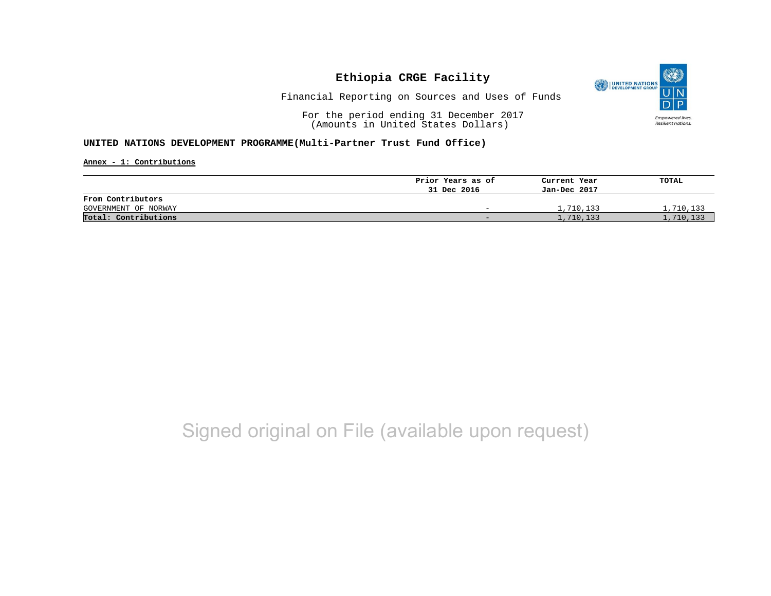# Ethiopia CRGE Facility

Financial Reporting on Sources and Uses of Funds

For the period ending 31 December 2017
(Amounts in United States Dollars)

**UNITED NATIONS DEVELOPMENT PROGRAMME(Multi-Partner Trust Fund Office)**

**Annex - 1: Contributions**

| | Prior Years as of 31 Dec 2016 | Current Year Jan-Dec 2017 | TOTAL |
|---|---|---|---|
| **From Contributors** | | | |
| GOVERNMENT OF NORWAY | - | 1,710,133 | 1,710,133 |
| **Total: Contributions** | - | 1,710,133 | 1,710,133 |

Signed original on File (available upon request)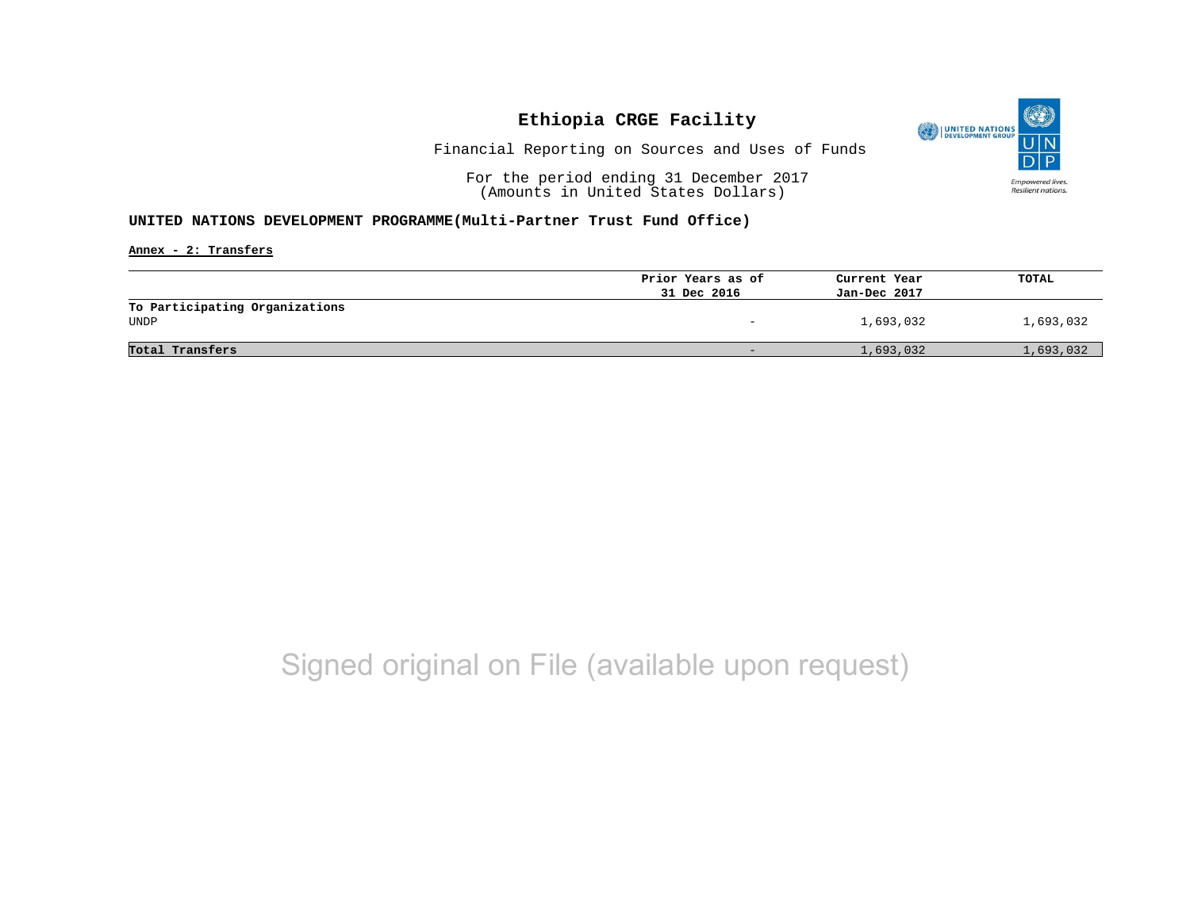# Ethiopia CRGE Facility

Financial Reporting on Sources and Uses of Funds

For the period ending 31 December 2017
(Amounts in United States Dollars)

**UNITED NATIONS DEVELOPMENT PROGRAMME(Multi-Partner Trust Fund Office)**

**Annex - 2: Transfers**

| | Prior Years as of 31 Dec 2016 | Current Year Jan-Dec 2017 | TOTAL |
|---|---|---|---|
| **To Participating Organizations** | | | |
| UNDP | - | 1,693,032 | 1,693,032 |
| **Total Transfers** | - | 1,693,032 | 1,693,032 |

Signed original on File (available upon request)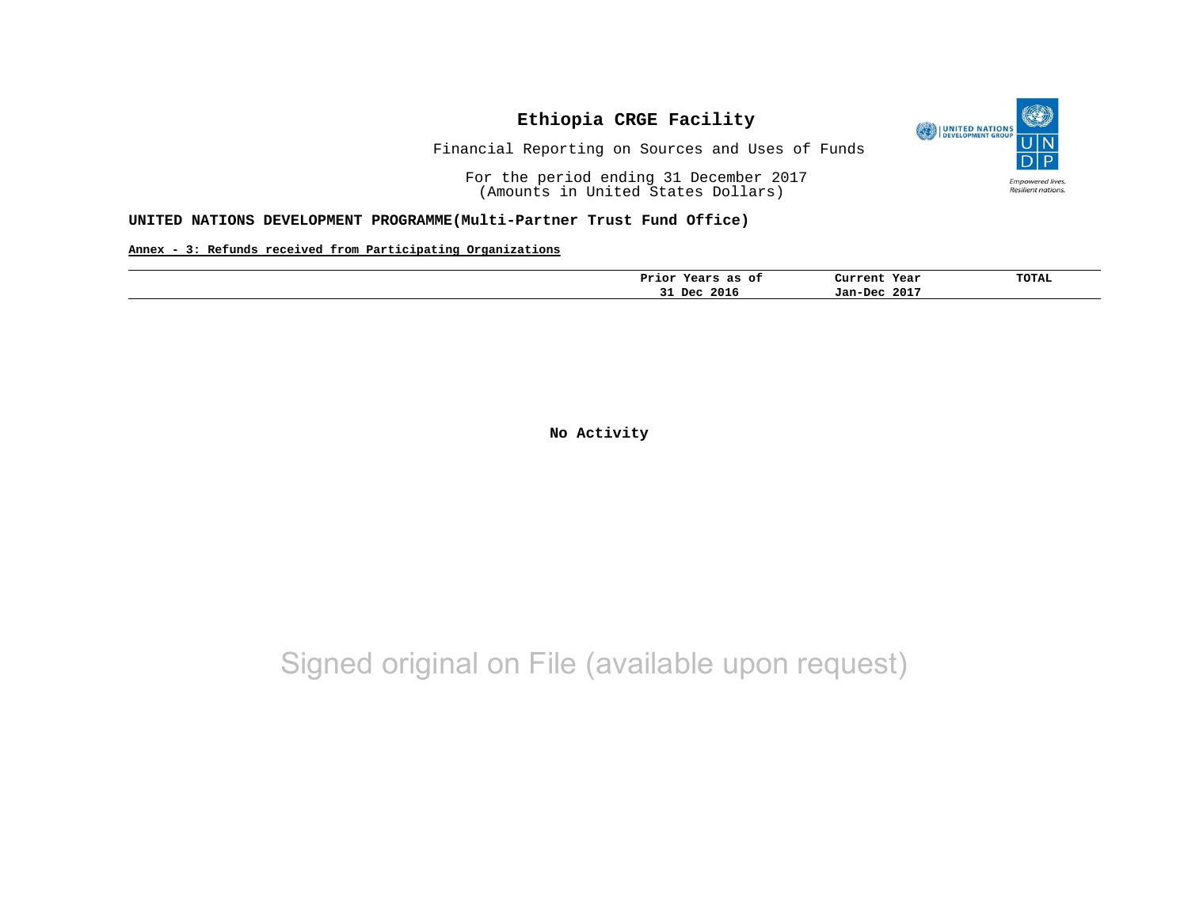# Ethiopia CRGE Facility

Financial Reporting on Sources and Uses of Funds

For the period ending 31 December 2017
(Amounts in United States Dollars)

**UNITED NATIONS DEVELOPMENT PROGRAMME(Multi-Partner Trust Fund Office)**

**Annex - 3: Refunds received from Participating Organizations**

| | Prior Years as of 31 Dec 2016 | Current Year Jan-Dec 2017 | TOTAL |
|---|---|---|---|

**No Activity**

Signed original on File (available upon request)